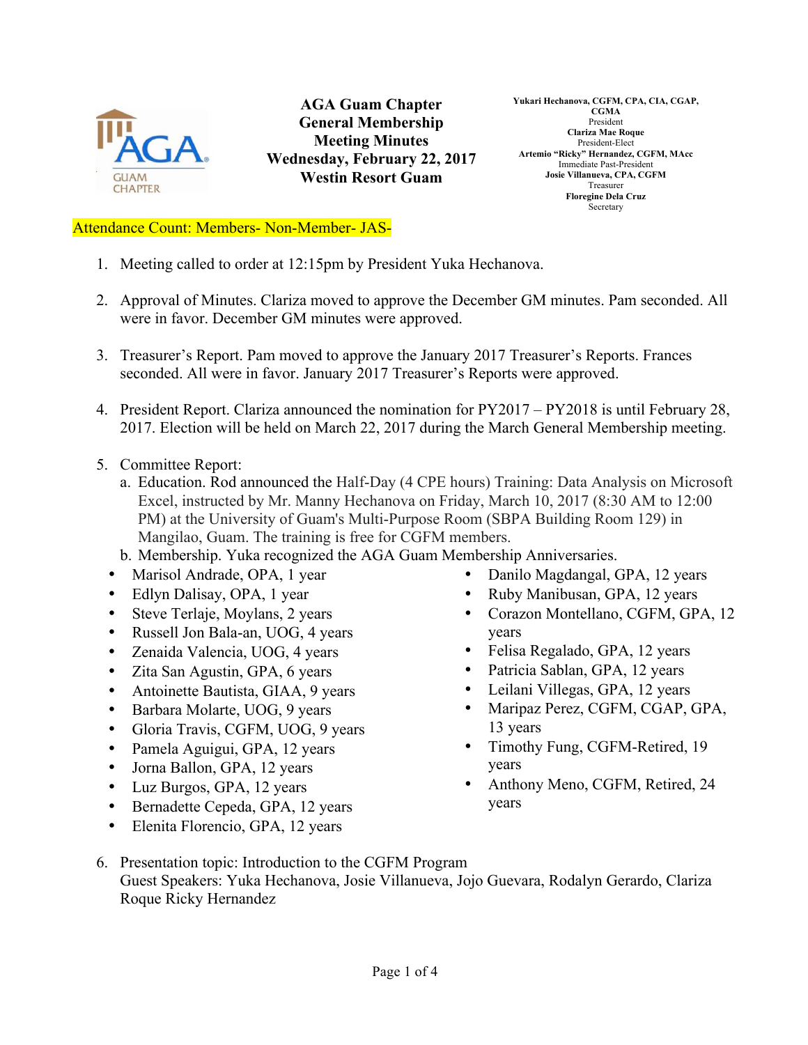AGA GUAM CHAPTER

# AGA Guam Chapter General Membership Meeting Minutes
## Wednesday, February 22, 2017
## Westin Resort Guam

**Yukari Hechanova, CGFM, CPA, CIA, CGAP, CGMA**
President
**Clariza Mae Roque**
President-Elect
**Artemio "Ricky" Hernandez, CGFM, MAcc**
Immediate Past-President
**Josie Villanueva, CPA, CGFM**
Treasurer
**Floregine Dela Cruz**
Secretary

Attendance Count: Members- Non-Member- JAS-

1. Meeting called to order at 12:15pm by President Yuka Hechanova.

2. Approval of Minutes. Clariza moved to approve the December GM minutes. Pam seconded. All were in favor. December GM minutes were approved.

3. Treasurer's Report. Pam moved to approve the January 2017 Treasurer's Reports. Frances seconded. All were in favor. January 2017 Treasurer's Reports were approved.

4. President Report. Clariza announced the nomination for PY2017 – PY2018 is until February 28, 2017. Election will be held on March 22, 2017 during the March General Membership meeting.

5. Committee Report:
   a. Education. Rod announced the Half-Day (4 CPE hours) Training: Data Analysis on Microsoft Excel, instructed by Mr. Manny Hechanova on Friday, March 10, 2017 (8:30 AM to 12:00 PM) at the University of Guam's Multi-Purpose Room (SBPA Building Room 129) in Mangilao, Guam. The training is free for CGFM members.
   b. Membership. Yuka recognized the AGA Guam Membership Anniversaries.

- Marisol Andrade, OPA, 1 year
- Edlyn Dalisay, OPA, 1 year
- Steve Terlaje, Moylans, 2 years
- Russell Jon Bala-an, UOG, 4 years
- Zenaida Valencia, UOG, 4 years
- Zita San Agustin, GPA, 6 years
- Antoinette Bautista, GIAA, 9 years
- Barbara Molarte, UOG, 9 years
- Gloria Travis, CGFM, UOG, 9 years
- Pamela Aguigui, GPA, 12 years
- Jorna Ballon, GPA, 12 years
- Luz Burgos, GPA, 12 years
- Bernadette Cepeda, GPA, 12 years
- Elenita Florencio, GPA, 12 years
- Danilo Magdangal, GPA, 12 years
- Ruby Manibusan, GPA, 12 years
- Corazon Montellano, CGFM, GPA, 12 years
- Felisa Regalado, GPA, 12 years
- Patricia Sablan, GPA, 12 years
- Leilani Villegas, GPA, 12 years
- Maripaz Perez, CGFM, CGAP, GPA, 13 years
- Timothy Fung, CGFM-Retired, 19 years
- Anthony Meno, CGFM, Retired, 24 years

6. Presentation topic: Introduction to the CGFM Program
   Guest Speakers: Yuka Hechanova, Josie Villanueva, Jojo Guevara, Rodalyn Gerardo, Clariza Roque Ricky Hernandez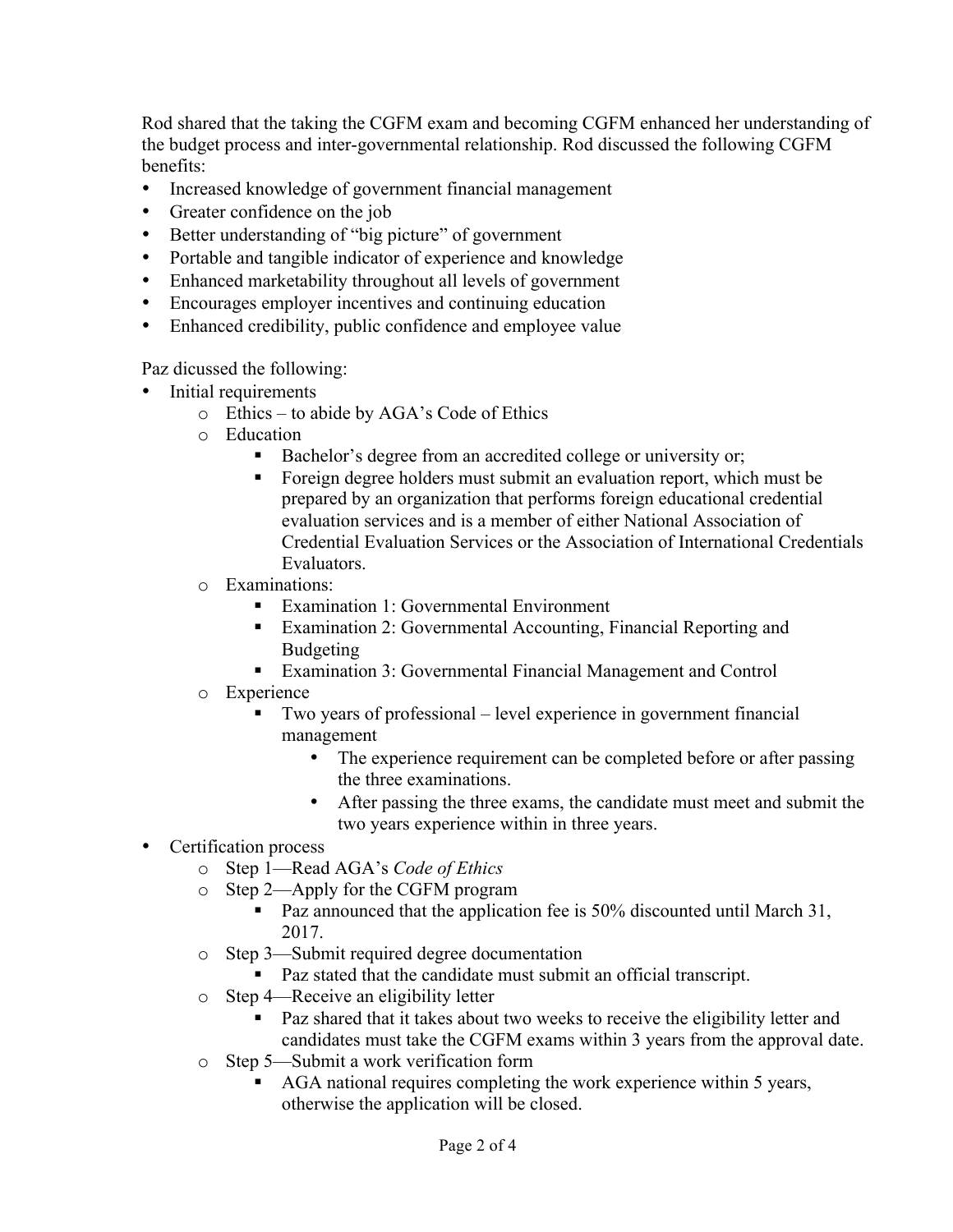Rod shared that the taking the CGFM exam and becoming CGFM enhanced her understanding of the budget process and inter-governmental relationship. Rod discussed the following CGFM benefits:

- Increased knowledge of government financial management
- Greater confidence on the job
- Better understanding of "big picture" of government
- Portable and tangible indicator of experience and knowledge
- Enhanced marketability throughout all levels of government
- Encourages employer incentives and continuing education
- Enhanced credibility, public confidence and employee value

Paz dicussed the following:

- Initial requirements
  - Ethics – to abide by AGA's Code of Ethics
  - Education
    - Bachelor's degree from an accredited college or university or;
    - Foreign degree holders must submit an evaluation report, which must be prepared by an organization that performs foreign educational credential evaluation services and is a member of either National Association of Credential Evaluation Services or the Association of International Credentials Evaluators.
  - Examinations:
    - Examination 1: Governmental Environment
    - Examination 2: Governmental Accounting, Financial Reporting and Budgeting
    - Examination 3: Governmental Financial Management and Control
  - Experience
    - Two years of professional – level experience in government financial management
      - The experience requirement can be completed before or after passing the three examinations.
      - After passing the three exams, the candidate must meet and submit the two years experience within in three years.
- Certification process
  - Step 1—Read AGA's *Code of Ethics*
  - Step 2—Apply for the CGFM program
    - Paz announced that the application fee is 50% discounted until March 31, 2017.
  - Step 3—Submit required degree documentation
    - Paz stated that the candidate must submit an official transcript.
  - Step 4—Receive an eligibility letter
    - Paz shared that it takes about two weeks to receive the eligibility letter and candidates must take the CGFM exams within 3 years from the approval date.
  - Step 5—Submit a work verification form
    - AGA national requires completing the work experience within 5 years, otherwise the application will be closed.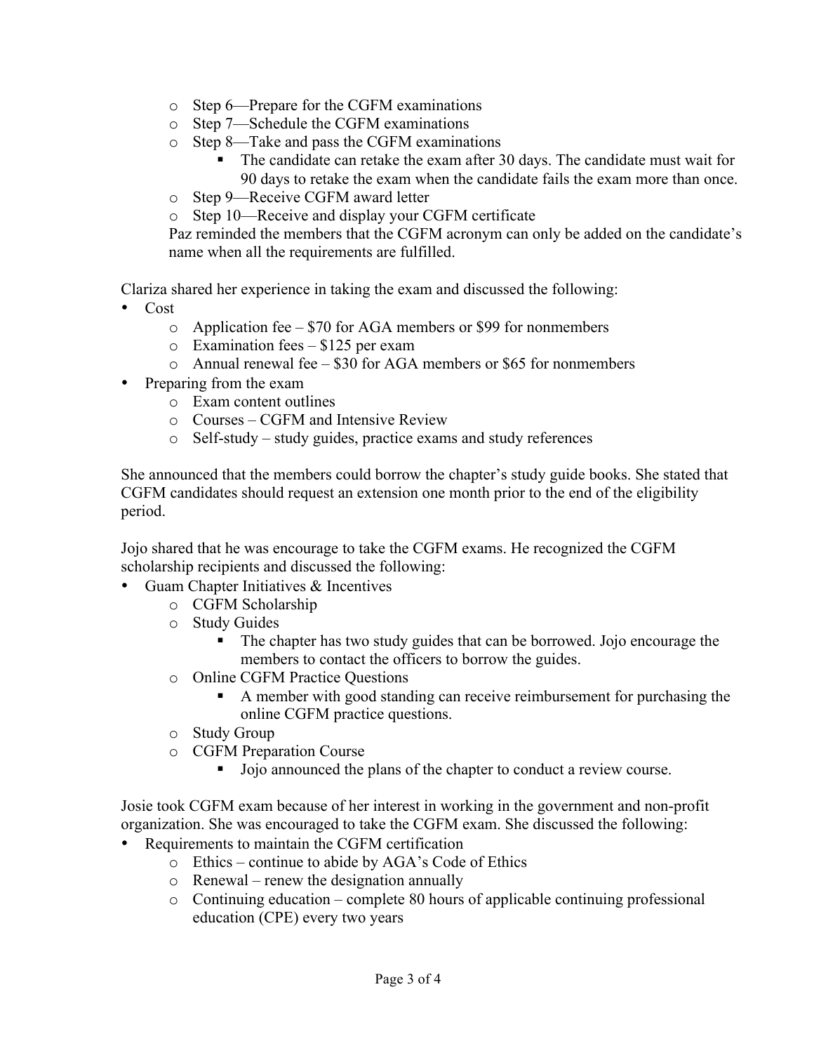- Step 6—Prepare for the CGFM examinations
- Step 7—Schedule the CGFM examinations
- Step 8—Take and pass the CGFM examinations
    - The candidate can retake the exam after 30 days. The candidate must wait for 90 days to retake the exam when the candidate fails the exam more than once.
- Step 9—Receive CGFM award letter
- Step 10—Receive and display your CGFM certificate

Paz reminded the members that the CGFM acronym can only be added on the candidate's name when all the requirements are fulfilled.

Clariza shared her experience in taking the exam and discussed the following:

- Cost
    - Application fee – $70 for AGA members or $99 for nonmembers
    - Examination fees – $125 per exam
    - Annual renewal fee – $30 for AGA members or $65 for nonmembers
- Preparing from the exam
    - Exam content outlines
    - Courses – CGFM and Intensive Review
    - Self-study – study guides, practice exams and study references

She announced that the members could borrow the chapter's study guide books. She stated that CGFM candidates should request an extension one month prior to the end of the eligibility period.

Jojo shared that he was encourage to take the CGFM exams. He recognized the CGFM scholarship recipients and discussed the following:

- Guam Chapter Initiatives & Incentives
    - CGFM Scholarship
    - Study Guides
        - The chapter has two study guides that can be borrowed. Jojo encourage the members to contact the officers to borrow the guides.
    - Online CGFM Practice Questions
        - A member with good standing can receive reimbursement for purchasing the online CGFM practice questions.
    - Study Group
    - CGFM Preparation Course
        - Jojo announced the plans of the chapter to conduct a review course.

Josie took CGFM exam because of her interest in working in the government and non-profit organization. She was encouraged to take the CGFM exam. She discussed the following:

- Requirements to maintain the CGFM certification
    - Ethics – continue to abide by AGA's Code of Ethics
    - Renewal – renew the designation annually
    - Continuing education – complete 80 hours of applicable continuing professional education (CPE) every two years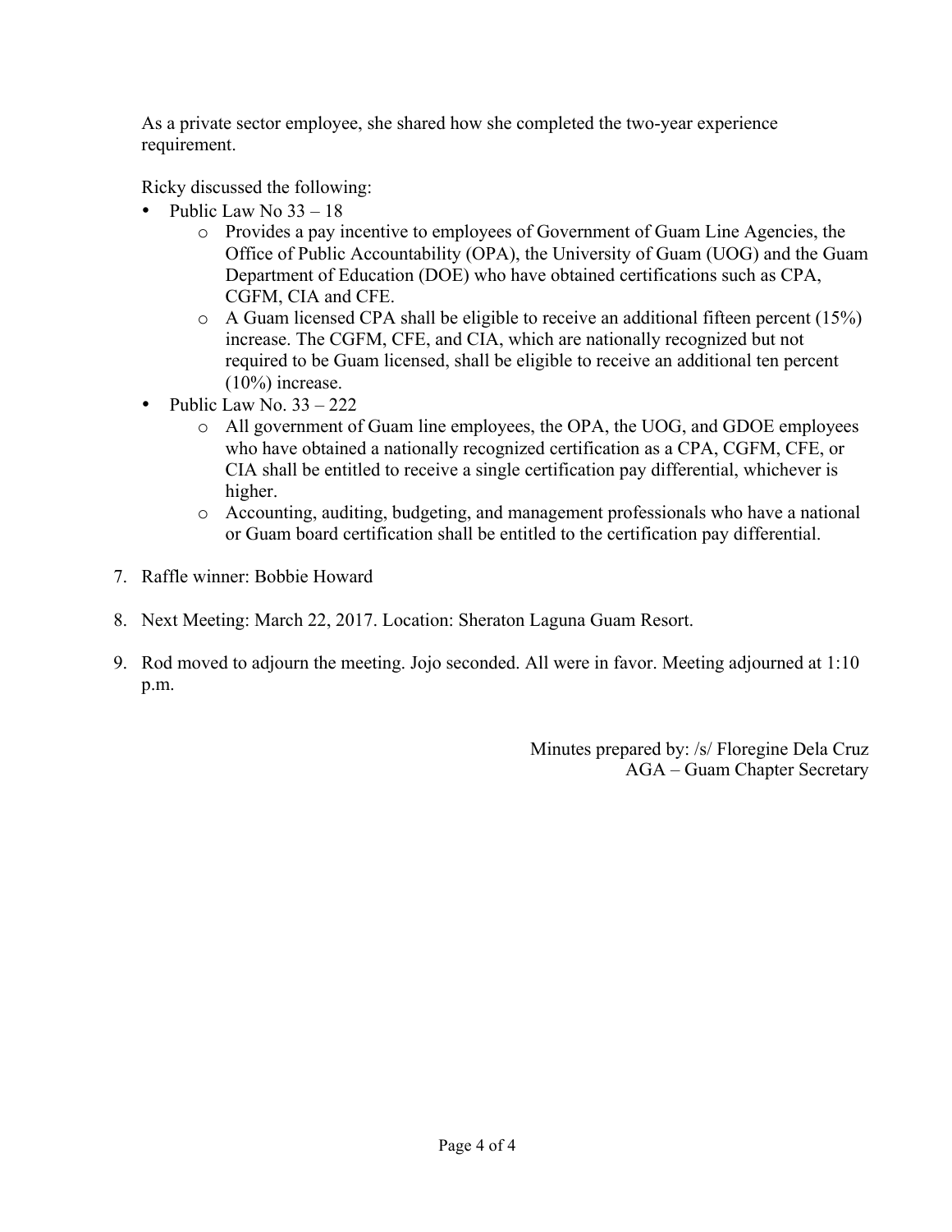As a private sector employee, she shared how she completed the two-year experience requirement.

Ricky discussed the following:

- Public Law No 33 – 18
  - Provides a pay incentive to employees of Government of Guam Line Agencies, the Office of Public Accountability (OPA), the University of Guam (UOG) and the Guam Department of Education (DOE) who have obtained certifications such as CPA, CGFM, CIA and CFE.
  - A Guam licensed CPA shall be eligible to receive an additional fifteen percent (15%) increase. The CGFM, CFE, and CIA, which are nationally recognized but not required to be Guam licensed, shall be eligible to receive an additional ten percent (10%) increase.
- Public Law No. 33 – 222
  - All government of Guam line employees, the OPA, the UOG, and GDOE employees who have obtained a nationally recognized certification as a CPA, CGFM, CFE, or CIA shall be entitled to receive a single certification pay differential, whichever is higher.
  - Accounting, auditing, budgeting, and management professionals who have a national or Guam board certification shall be entitled to the certification pay differential.

7. Raffle winner: Bobbie Howard

8. Next Meeting: March 22, 2017. Location: Sheraton Laguna Guam Resort.

9. Rod moved to adjourn the meeting. Jojo seconded. All were in favor. Meeting adjourned at 1:10 p.m.

Minutes prepared by: /s/ Floregine Dela Cruz
AGA – Guam Chapter Secretary